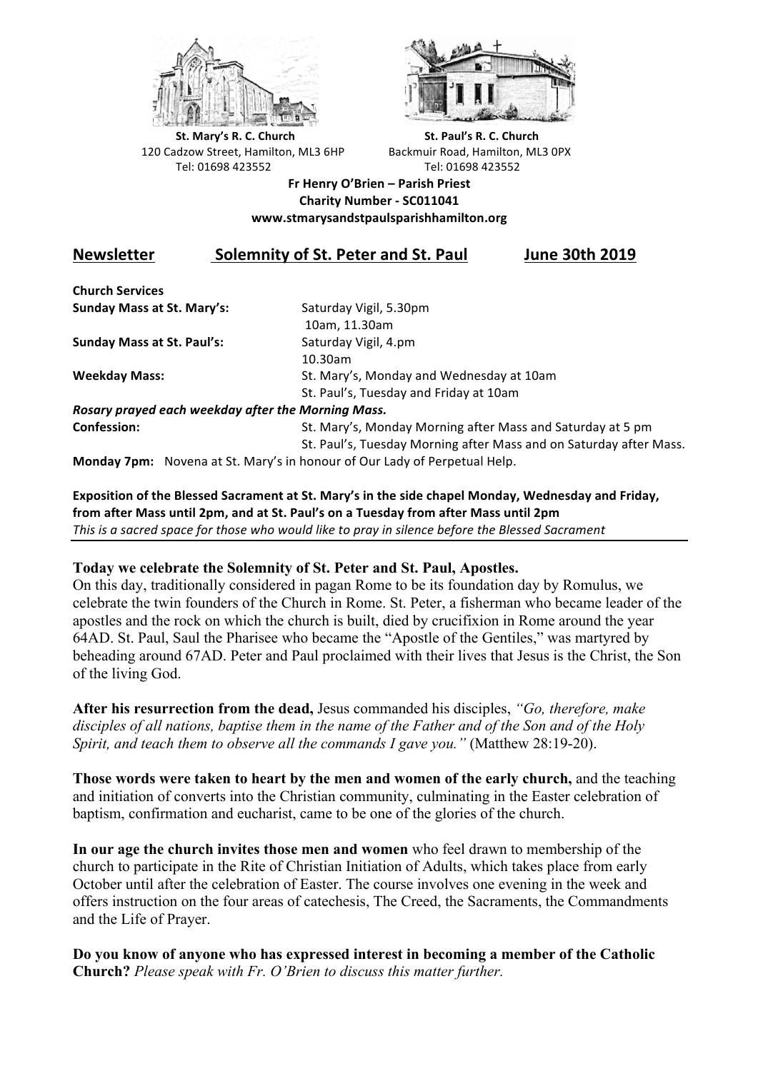**St. Mary's R. C. Church**
120 Cadzow Street, Hamilton, ML3 6HP
Tel: 01698 423552

**St. Paul's R. C. Church**
Backmuir Road, Hamilton, ML3 0PX
Tel: 01698 423552

**Fr Henry O'Brien – Parish Priest**
**Charity Number - SC011041**
**www.stmarysandstpaulsparishhamilton.org**

## Newsletter — Solemnity of St. Peter and St. Paul — June 30th 2019

**Church Services**

| | |
|---|---|
| **Sunday Mass at St. Mary's:** | Saturday Vigil, 5.30pm<br>10am, 11.30am |
| **Sunday Mass at St. Paul's:** | Saturday Vigil, 4.pm<br>10.30am |
| **Weekday Mass:** | St. Mary's, Monday and Wednesday at 10am<br>St. Paul's, Tuesday and Friday at 10am |

***Rosary prayed each weekday after the Morning Mass.***

| | |
|---|---|
| **Confession:** | St. Mary's, Monday Morning after Mass and Saturday at 5 pm<br>St. Paul's, Tuesday Morning after Mass and on Saturday after Mass. |

**Monday 7pm:** Novena at St. Mary's in honour of Our Lady of Perpetual Help.

**Exposition of the Blessed Sacrament at St. Mary's in the side chapel Monday, Wednesday and Friday, from after Mass until 2pm, and at St. Paul's on a Tuesday from after Mass until 2pm**
*This is a sacred space for those who would like to pray in silence before the Blessed Sacrament*

**Today we celebrate the Solemnity of St. Peter and St. Paul, Apostles.**
On this day, traditionally considered in pagan Rome to be its foundation day by Romulus, we celebrate the twin founders of the Church in Rome. St. Peter, a fisherman who became leader of the apostles and the rock on which the church is built, died by crucifixion in Rome around the year 64AD. St. Paul, Saul the Pharisee who became the "Apostle of the Gentiles," was martyred by beheading around 67AD. Peter and Paul proclaimed with their lives that Jesus is the Christ, the Son of the living God.

**After his resurrection from the dead,** Jesus commanded his disciples, *"Go, therefore, make disciples of all nations, baptise them in the name of the Father and of the Son and of the Holy Spirit, and teach them to observe all the commands I gave you."* (Matthew 28:19-20).

**Those words were taken to heart by the men and women of the early church,** and the teaching and initiation of converts into the Christian community, culminating in the Easter celebration of baptism, confirmation and eucharist, came to be one of the glories of the church.

**In our age the church invites those men and women** who feel drawn to membership of the church to participate in the Rite of Christian Initiation of Adults, which takes place from early October until after the celebration of Easter. The course involves one evening in the week and offers instruction on the four areas of catechesis, The Creed, the Sacraments, the Commandments and the Life of Prayer.

**Do you know of anyone who has expressed interest in becoming a member of the Catholic Church?** *Please speak with Fr. O'Brien to discuss this matter further.*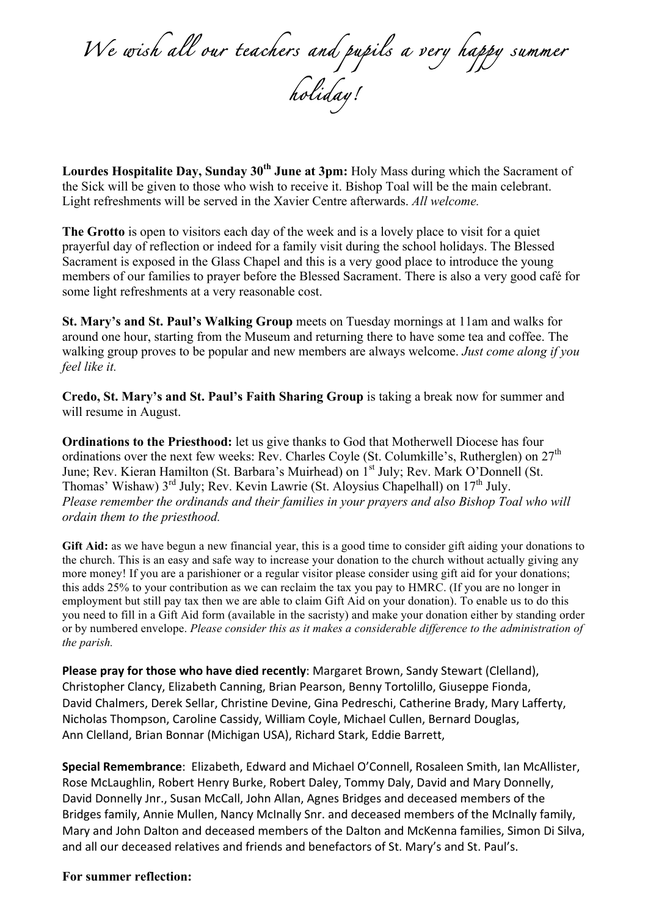*We wish all our teachers and pupils a very happy summer holiday!*

**Lourdes Hospitalite Day, Sunday 30th June at 3pm:** Holy Mass during which the Sacrament of the Sick will be given to those who wish to receive it. Bishop Toal will be the main celebrant. Light refreshments will be served in the Xavier Centre afterwards. *All welcome.*

**The Grotto** is open to visitors each day of the week and is a lovely place to visit for a quiet prayerful day of reflection or indeed for a family visit during the school holidays. The Blessed Sacrament is exposed in the Glass Chapel and this is a very good place to introduce the young members of our families to prayer before the Blessed Sacrament. There is also a very good café for some light refreshments at a very reasonable cost.

**St. Mary's and St. Paul's Walking Group** meets on Tuesday mornings at 11am and walks for around one hour, starting from the Museum and returning there to have some tea and coffee. The walking group proves to be popular and new members are always welcome. *Just come along if you feel like it.*

**Credo, St. Mary's and St. Paul's Faith Sharing Group** is taking a break now for summer and will resume in August.

**Ordinations to the Priesthood:** let us give thanks to God that Motherwell Diocese has four ordinations over the next few weeks: Rev. Charles Coyle (St. Columkille's, Rutherglen) on 27th June; Rev. Kieran Hamilton (St. Barbara's Muirhead) on 1st July; Rev. Mark O'Donnell (St. Thomas' Wishaw) 3rd July; Rev. Kevin Lawrie (St. Aloysius Chapelhall) on 17th July.
*Please remember the ordinands and their families in your prayers and also Bishop Toal who will ordain them to the priesthood.*

**Gift Aid:** as we have begun a new financial year, this is a good time to consider gift aiding your donations to the church. This is an easy and safe way to increase your donation to the church without actually giving any more money! If you are a parishioner or a regular visitor please consider using gift aid for your donations; this adds 25% to your contribution as we can reclaim the tax you pay to HMRC. (If you are no longer in employment but still pay tax then we are able to claim Gift Aid on your donation). To enable us to do this you need to fill in a Gift Aid form (available in the sacristy) and make your donation either by standing order or by numbered envelope. *Please consider this as it makes a considerable difference to the administration of the parish.*

**Please pray for those who have died recently**: Margaret Brown, Sandy Stewart (Clelland), Christopher Clancy, Elizabeth Canning, Brian Pearson, Benny Tortolillo, Giuseppe Fionda, David Chalmers, Derek Sellar, Christine Devine, Gina Pedreschi, Catherine Brady, Mary Lafferty, Nicholas Thompson, Caroline Cassidy, William Coyle, Michael Cullen, Bernard Douglas, Ann Clelland, Brian Bonnar (Michigan USA), Richard Stark, Eddie Barrett,

**Special Remembrance**: Elizabeth, Edward and Michael O'Connell, Rosaleen Smith, Ian McAllister, Rose McLaughlin, Robert Henry Burke, Robert Daley, Tommy Daly, David and Mary Donnelly, David Donnelly Jnr., Susan McCall, John Allan, Agnes Bridges and deceased members of the Bridges family, Annie Mullen, Nancy McInally Snr. and deceased members of the McInally family, Mary and John Dalton and deceased members of the Dalton and McKenna families, Simon Di Silva, and all our deceased relatives and friends and benefactors of St. Mary's and St. Paul's.

**For summer reflection:**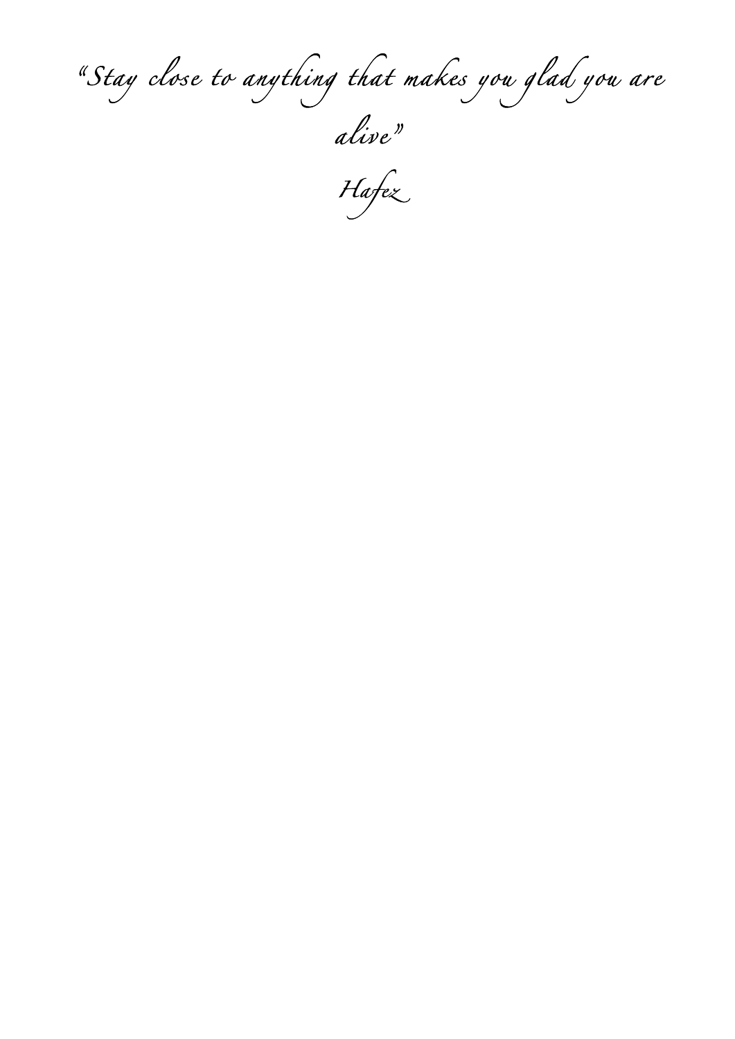*"Stay close to anything that makes you glad you are alive"*

*Hafez*